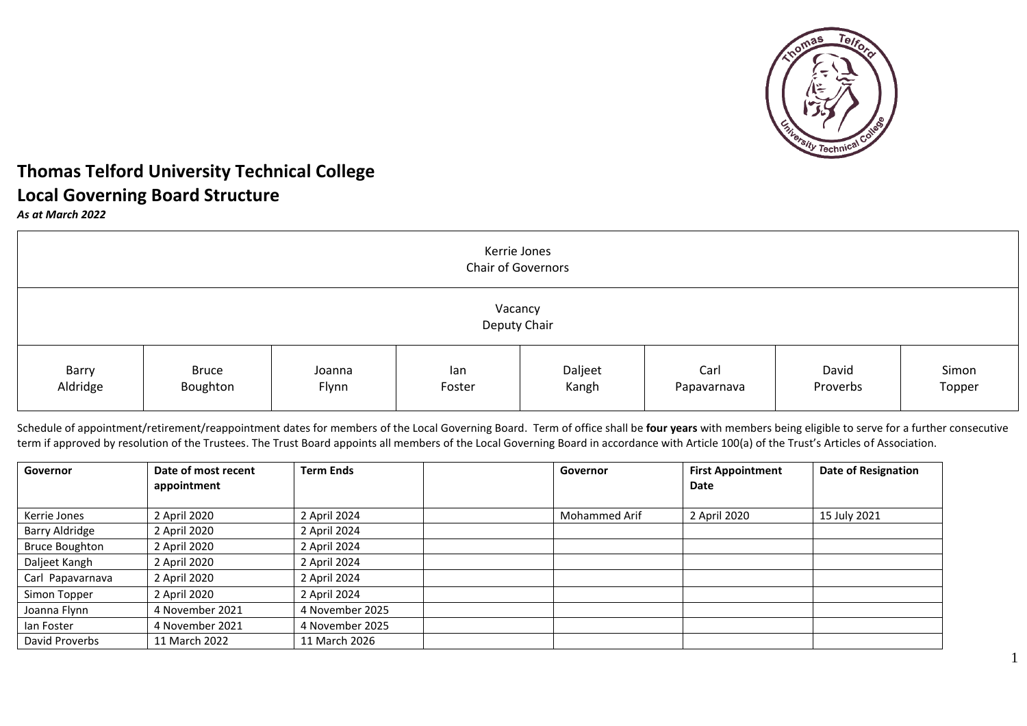# Thomas Telford University Technical College

## Local Governing Board Structure

***As at March 2022***

| Kerrie Jones<br>Chair of Governors | | | | | | | |
|---|---|---|---|---|---|---|---|
| **Vacancy<br>Deputy Chair** | | | | | | | |
| Barry Aldridge | Bruce Boughton | Joanna Flynn | Ian Foster | Daljeet Kangh | Carl Papavarnava | David Proverbs | Simon Topper |

Schedule of appointment/retirement/reappointment dates for members of the Local Governing Board. Term of office shall be **four years** with members being eligible to serve for a further consecutive term if approved by resolution of the Trustees. The Trust Board appoints all members of the Local Governing Board in accordance with Article 100(a) of the Trust's Articles of Association.

| Governor | Date of most recent appointment | Term Ends | | Governor | First Appointment Date | Date of Resignation |
|---|---|---|---|---|---|---|
| Kerrie Jones | 2 April 2020 | 2 April 2024 | | Mohammed Arif | 2 April 2020 | 15 July 2021 |
| Barry Aldridge | 2 April 2020 | 2 April 2024 | | | | |
| Bruce Boughton | 2 April 2020 | 2 April 2024 | | | | |
| Daljeet Kangh | 2 April 2020 | 2 April 2024 | | | | |
| Carl Papavarnava | 2 April 2020 | 2 April 2024 | | | | |
| Simon Topper | 2 April 2020 | 2 April 2024 | | | | |
| Joanna Flynn | 4 November 2021 | 4 November 2025 | | | | |
| Ian Foster | 4 November 2021 | 4 November 2025 | | | | |
| David Proverbs | 11 March 2022 | 11 March 2026 | | | | |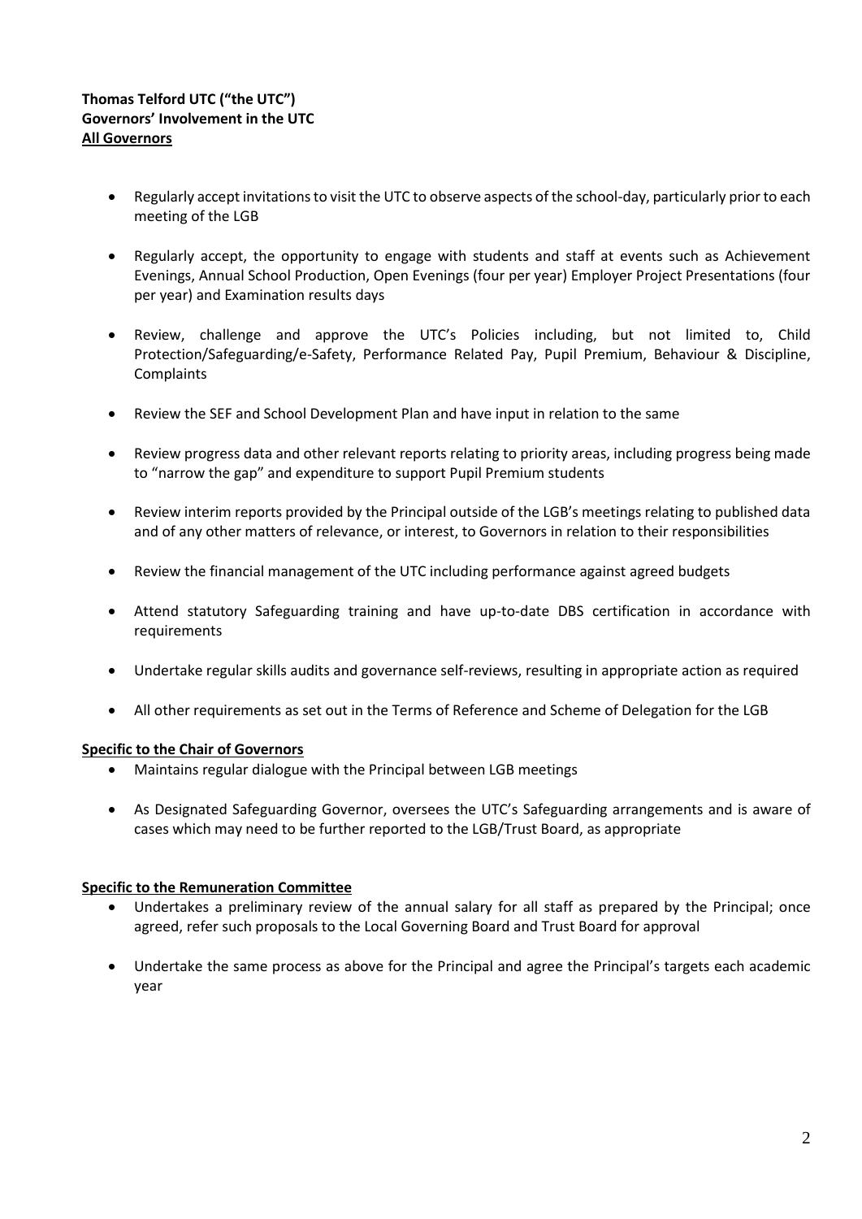**Thomas Telford UTC ("the UTC")**
**Governors' Involvement in the UTC**
**<u>All Governors</u>**

- Regularly accept invitations to visit the UTC to observe aspects of the school-day, particularly prior to each meeting of the LGB
- Regularly accept, the opportunity to engage with students and staff at events such as Achievement Evenings, Annual School Production, Open Evenings (four per year) Employer Project Presentations (four per year) and Examination results days
- Review, challenge and approve the UTC's Policies including, but not limited to, Child Protection/Safeguarding/e-Safety, Performance Related Pay, Pupil Premium, Behaviour & Discipline, Complaints
- Review the SEF and School Development Plan and have input in relation to the same
- Review progress data and other relevant reports relating to priority areas, including progress being made to "narrow the gap" and expenditure to support Pupil Premium students
- Review interim reports provided by the Principal outside of the LGB's meetings relating to published data and of any other matters of relevance, or interest, to Governors in relation to their responsibilities
- Review the financial management of the UTC including performance against agreed budgets
- Attend statutory Safeguarding training and have up-to-date DBS certification in accordance with requirements
- Undertake regular skills audits and governance self-reviews, resulting in appropriate action as required
- All other requirements as set out in the Terms of Reference and Scheme of Delegation for the LGB

**<u>Specific to the Chair of Governors</u>**

- Maintains regular dialogue with the Principal between LGB meetings
- As Designated Safeguarding Governor, oversees the UTC's Safeguarding arrangements and is aware of cases which may need to be further reported to the LGB/Trust Board, as appropriate

**<u>Specific to the Remuneration Committee</u>**

- Undertakes a preliminary review of the annual salary for all staff as prepared by the Principal; once agreed, refer such proposals to the Local Governing Board and Trust Board for approval
- Undertake the same process as above for the Principal and agree the Principal's targets each academic year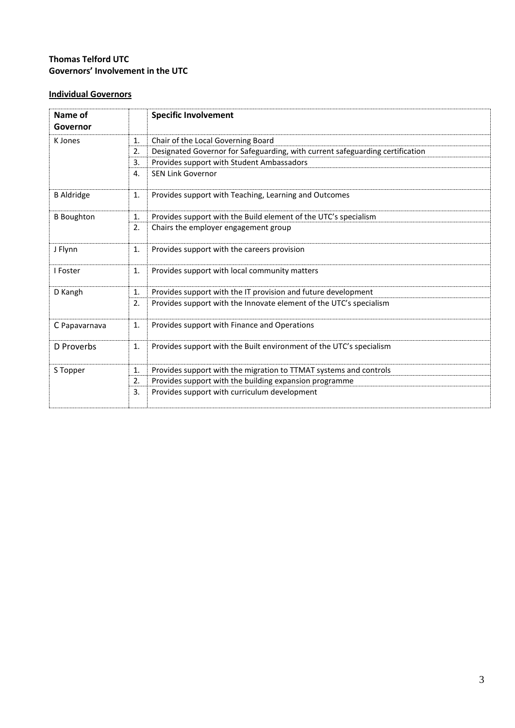**Thomas Telford UTC**
**Governors' Involvement in the UTC**

**Individual Governors**

| Name of Governor | | Specific Involvement |
|---|---|---|
| K Jones | 1. | Chair of the Local Governing Board |
| | 2. | Designated Governor for Safeguarding, with current safeguarding certification |
| | 3. | Provides support with Student Ambassadors |
| | 4. | SEN Link Governor |
| B Aldridge | 1. | Provides support with Teaching, Learning and Outcomes |
| B Boughton | 1. | Provides support with the Build element of the UTC's specialism |
| | 2. | Chairs the employer engagement group |
| J Flynn | 1. | Provides support with the careers provision |
| I Foster | 1. | Provides support with local community matters |
| D Kangh | 1. | Provides support with the IT provision and future development |
| | 2. | Provides support with the Innovate element of the UTC's specialism |
| C Papavarnava | 1. | Provides support with Finance and Operations |
| D Proverbs | 1. | Provides support with the Built environment of the UTC's specialism |
| S Topper | 1. | Provides support with the migration to TTMAT systems and controls |
| | 2. | Provides support with the building expansion programme |
| | 3. | Provides support with curriculum development |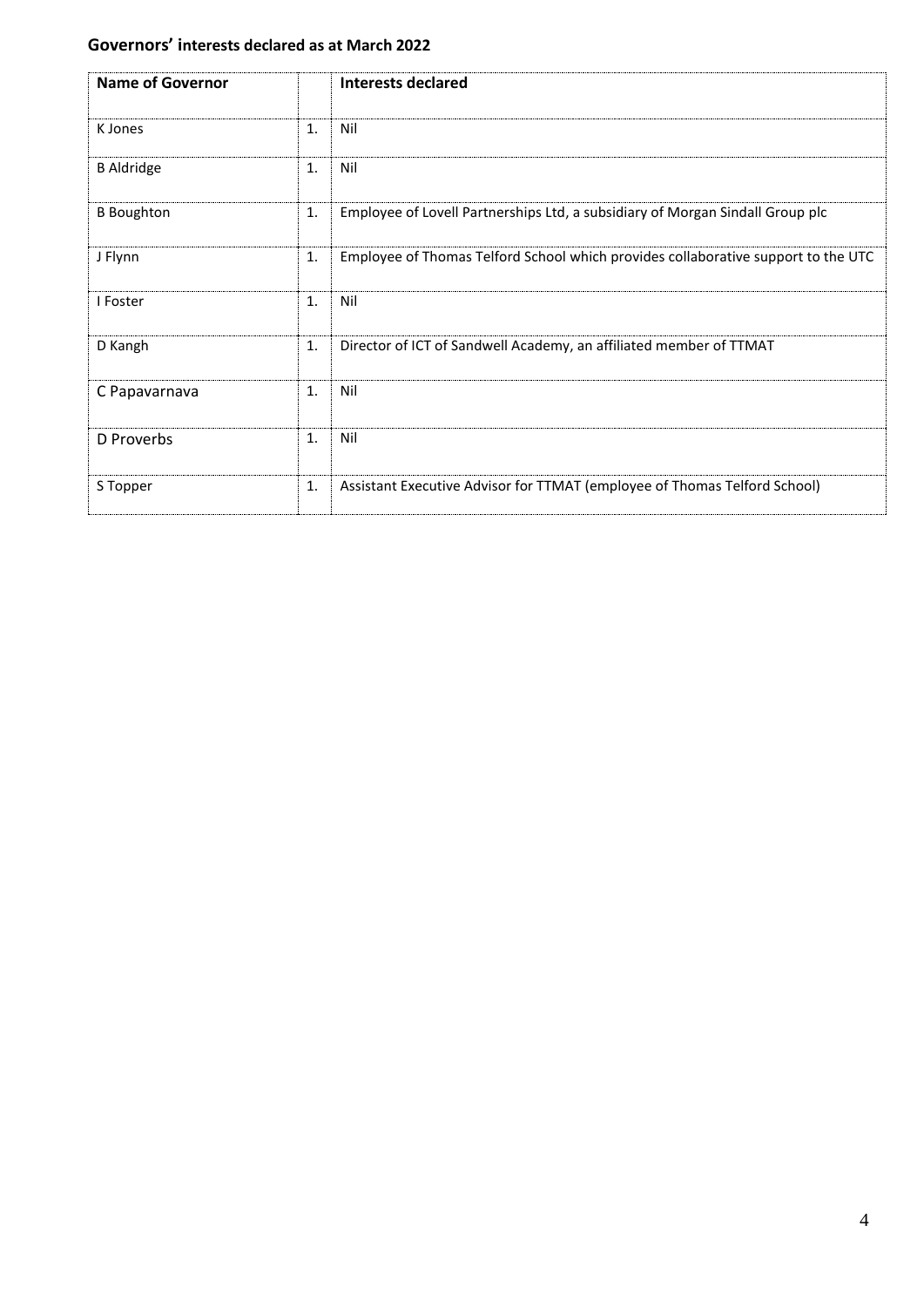**Governors' interests declared as at March 2022**

| Name of Governor | | Interests declared |
| --- | --- | --- |
| K Jones | 1. | Nil |
| B Aldridge | 1. | Nil |
| B Boughton | 1. | Employee of Lovell Partnerships Ltd, a subsidiary of Morgan Sindall Group plc |
| J Flynn | 1. | Employee of Thomas Telford School which provides collaborative support to the UTC |
| I Foster | 1. | Nil |
| D Kangh | 1. | Director of ICT of Sandwell Academy, an affiliated member of TTMAT |
| C Papavarnava | 1. | Nil |
| D Proverbs | 1. | Nil |
| S Topper | 1. | Assistant Executive Advisor for TTMAT (employee of Thomas Telford School) |